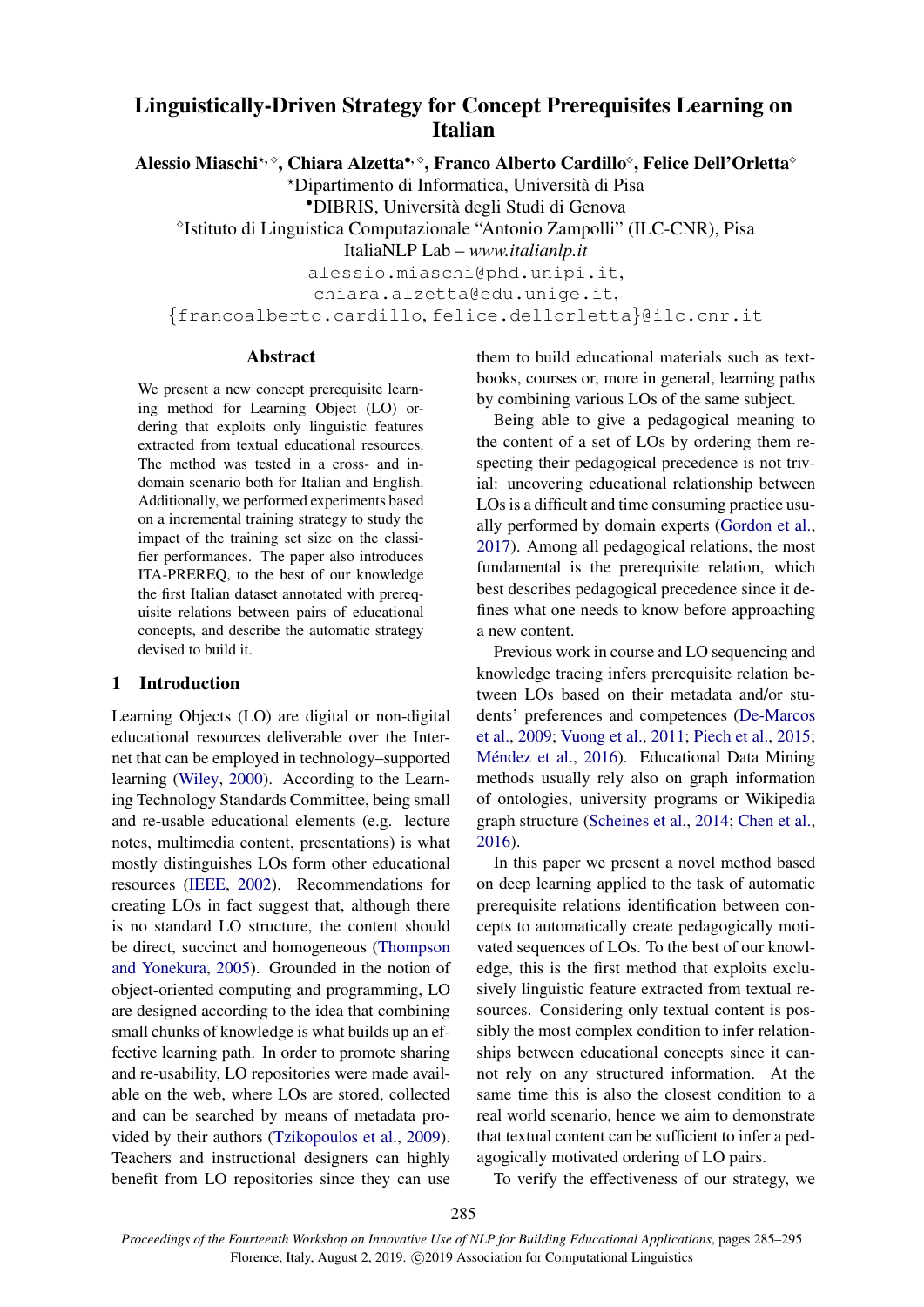# Linguistically-Driven Strategy for Concept Prerequisites Learning on Italian

**Alessio Miaschi[⋆,⋄], Chiara Alzetta[•,⋄], Franco Alberto Cardillo[⋄], Felice Dell'Orletta[⋄]**

[⋆]Dipartimento di Informatica, Università di Pisa

[•]DIBRIS, Università degli Studi di Genova

[⋄]Istituto di Linguistica Computazionale "Antonio Zampolli" (ILC-CNR), Pisa

ItaliaNLP Lab – *www.italianlp.it*

alessio.miaschi@phd.unipi.it,
chiara.alzetta@edu.unige.it,
{francoalberto.cardillo, felice.dellorletta}@ilc.cnr.it

## Abstract

We present a new concept prerequisite learning method for Learning Object (LO) ordering that exploits only linguistic features extracted from textual educational resources. The method was tested in a cross- and in-domain scenario both for Italian and English. Additionally, we performed experiments based on a incremental training strategy to study the impact of the training set size on the classifier performances. The paper also introduces ITA-PREREQ, to the best of our knowledge the first Italian dataset annotated with prerequisite relations between pairs of educational concepts, and describe the automatic strategy devised to build it.

## 1 Introduction

Learning Objects (LO) are digital or non-digital educational resources deliverable over the Internet that can be employed in technology–supported learning (Wiley, 2000). According to the Learning Technology Standards Committee, being small and re-usable educational elements (e.g. lecture notes, multimedia content, presentations) is what mostly distinguishes LOs form other educational resources (IEEE, 2002). Recommendations for creating LOs in fact suggest that, although there is no standard LO structure, the content should be direct, succinct and homogeneous (Thompson and Yonekura, 2005). Grounded in the notion of object-oriented computing and programming, LO are designed according to the idea that combining small chunks of knowledge is what builds up an effective learning path. In order to promote sharing and re-usability, LO repositories were made available on the web, where LOs are stored, collected and can be searched by means of metadata provided by their authors (Tzikopoulos et al., 2009). Teachers and instructional designers can highly benefit from LO repositories since they can use them to build educational materials such as textbooks, courses or, more in general, learning paths by combining various LOs of the same subject.

Being able to give a pedagogical meaning to the content of a set of LOs by ordering them respecting their pedagogical precedence is not trivial: uncovering educational relationship between LOs is a difficult and time consuming practice usually performed by domain experts (Gordon et al., 2017). Among all pedagogical relations, the most fundamental is the prerequisite relation, which best describes pedagogical precedence since it defines what one needs to know before approaching a new content.

Previous work in course and LO sequencing and knowledge tracing infers prerequisite relation between LOs based on their metadata and/or students' preferences and competences (De-Marcos et al., 2009; Vuong et al., 2011; Piech et al., 2015; Méndez et al., 2016). Educational Data Mining methods usually rely also on graph information of ontologies, university programs or Wikipedia graph structure (Scheines et al., 2014; Chen et al., 2016).

In this paper we present a novel method based on deep learning applied to the task of automatic prerequisite relations identification between concepts to automatically create pedagogically motivated sequences of LOs. To the best of our knowledge, this is the first method that exploits exclusively linguistic feature extracted from textual resources. Considering only textual content is possibly the most complex condition to infer relationships between educational concepts since it cannot rely on any structured information. At the same time this is also the closest condition to a real world scenario, hence we aim to demonstrate that textual content can be sufficient to infer a pedagogically motivated ordering of LO pairs.

To verify the effectiveness of our strategy, we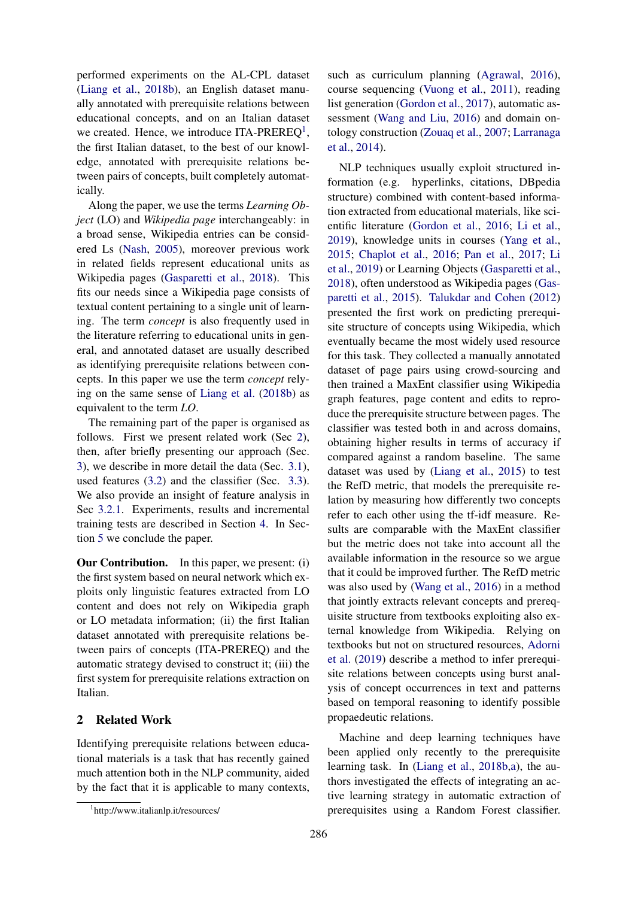performed experiments on the AL-CPL dataset (Liang et al., 2018b), an English dataset manually annotated with prerequisite relations between educational concepts, and on an Italian dataset we created. Hence, we introduce ITA-PREREQ[1], the first Italian dataset, to the best of our knowledge, annotated with prerequisite relations between pairs of concepts, built completely automatically.

Along the paper, we use the terms *Learning Object* (LO) and *Wikipedia page* interchangeably: in a broad sense, Wikipedia entries can be considered Ls (Nash, 2005), moreover previous work in related fields represent educational units as Wikipedia pages (Gasparetti et al., 2018). This fits our needs since a Wikipedia page consists of textual content pertaining to a single unit of learning. The term *concept* is also frequently used in the literature referring to educational units in general, and annotated dataset are usually described as identifying prerequisite relations between concepts. In this paper we use the term *concept* relying on the same sense of Liang et al. (2018b) as equivalent to the term *LO*.

The remaining part of the paper is organised as follows. First we present related work (Sec 2), then, after briefly presenting our approach (Sec. 3), we describe in more detail the data (Sec. 3.1), used features (3.2) and the classifier (Sec. 3.3). We also provide an insight of feature analysis in Sec 3.2.1. Experiments, results and incremental training tests are described in Section 4. In Section 5 we conclude the paper.

**Our Contribution.** In this paper, we present: (i) the first system based on neural network which exploits only linguistic features extracted from LO content and does not rely on Wikipedia graph or LO metadata information; (ii) the first Italian dataset annotated with prerequisite relations between pairs of concepts (ITA-PREREQ) and the automatic strategy devised to construct it; (iii) the first system for prerequisite relations extraction on Italian.

## 2 Related Work

Identifying prerequisite relations between educational materials is a task that has recently gained much attention both in the NLP community, aided by the fact that it is applicable to many contexts, such as curriculum planning (Agrawal, 2016), course sequencing (Vuong et al., 2011), reading list generation (Gordon et al., 2017), automatic assessment (Wang and Liu, 2016) and domain ontology construction (Zouaq et al., 2007; Larranaga et al., 2014).

NLP techniques usually exploit structured information (e.g. hyperlinks, citations, DBpedia structure) combined with content-based information extracted from educational materials, like scientific literature (Gordon et al., 2016; Li et al., 2019), knowledge units in courses (Yang et al., 2015; Chaplot et al., 2016; Pan et al., 2017; Li et al., 2019) or Learning Objects (Gasparetti et al., 2018), often understood as Wikipedia pages (Gasparetti et al., 2015). Talukdar and Cohen (2012) presented the first work on predicting prerequisite structure of concepts using Wikipedia, which eventually became the most widely used resource for this task. They collected a manually annotated dataset of page pairs using crowd-sourcing and then trained a MaxEnt classifier using Wikipedia graph features, page content and edits to reproduce the prerequisite structure between pages. The classifier was tested both in and across domains, obtaining higher results in terms of accuracy if compared against a random baseline. The same dataset was used by (Liang et al., 2015) to test the RefD metric, that models the prerequisite relation by measuring how differently two concepts refer to each other using the tf-idf measure. Results are comparable with the MaxEnt classifier but the metric does not take into account all the available information in the resource so we argue that it could be improved further. The RefD metric was also used by (Wang et al., 2016) in a method that jointly extracts relevant concepts and prerequisite structure from textbooks exploiting also external knowledge from Wikipedia. Relying on textbooks but not on structured resources, Adorni et al. (2019) describe a method to infer prerequisite relations between concepts using burst analysis of concept occurrences in text and patterns based on temporal reasoning to identify possible propaedeutic relations.

Machine and deep learning techniques have been applied only recently to the prerequisite learning task. In (Liang et al., 2018b,a), the authors investigated the effects of integrating an active learning strategy in automatic extraction of prerequisites using a Random Forest classifier.

[1] http://www.italianlp.it/resources/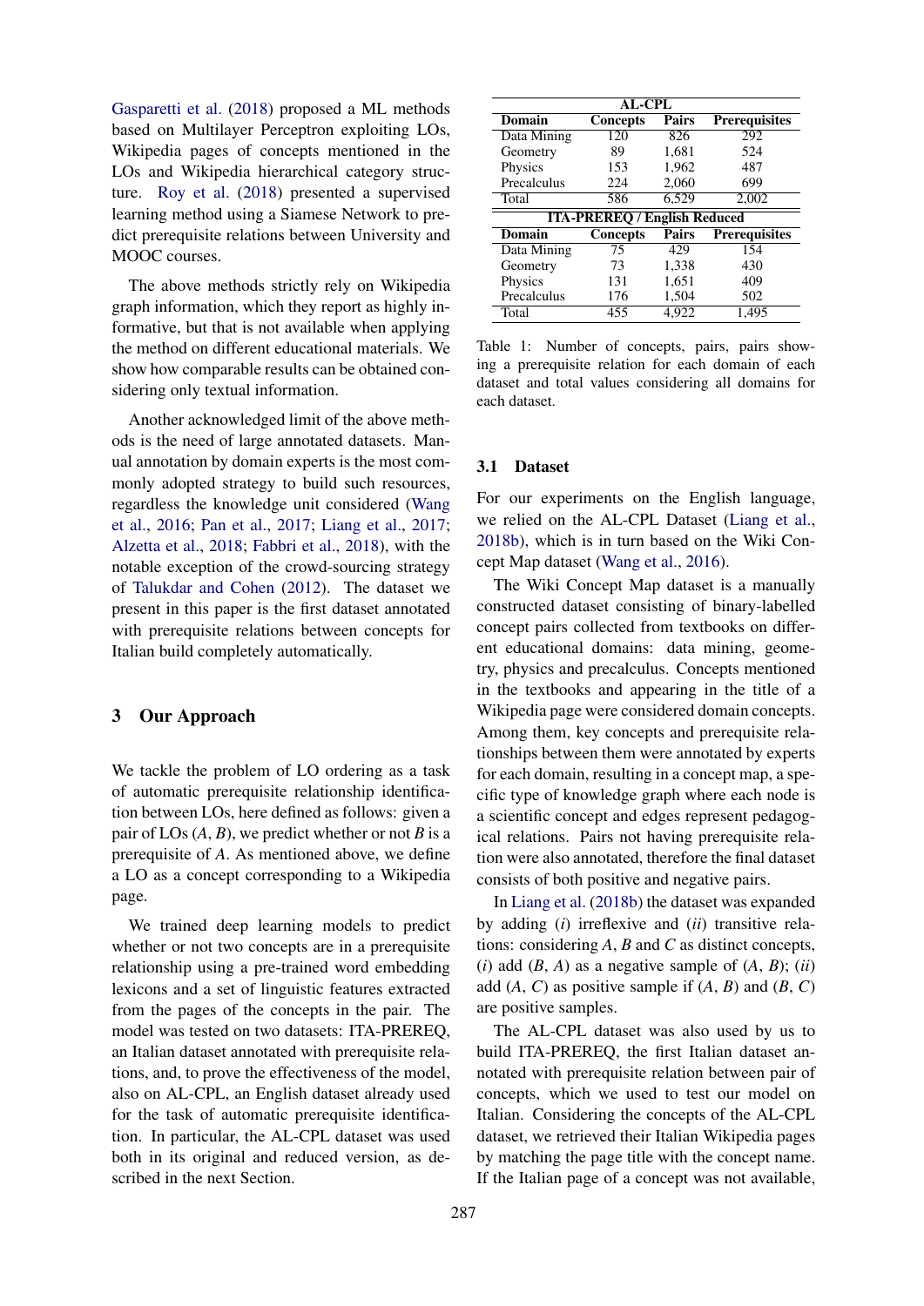Gasparetti et al. (2018) proposed a ML methods based on Multilayer Perceptron exploiting LOs, Wikipedia pages of concepts mentioned in the LOs and Wikipedia hierarchical category structure. Roy et al. (2018) presented a supervised learning method using a Siamese Network to predict prerequisite relations between University and MOOC courses.

The above methods strictly rely on Wikipedia graph information, which they report as highly informative, but that is not available when applying the method on different educational materials. We show how comparable results can be obtained considering only textual information.

Another acknowledged limit of the above methods is the need of large annotated datasets. Manual annotation by domain experts is the most commonly adopted strategy to build such resources, regardless the knowledge unit considered (Wang et al., 2016; Pan et al., 2017; Liang et al., 2017; Alzetta et al., 2018; Fabbri et al., 2018), with the notable exception of the crowd-sourcing strategy of Talukdar and Cohen (2012). The dataset we present in this paper is the first dataset annotated with prerequisite relations between concepts for Italian build completely automatically.

## 3 Our Approach

We tackle the problem of LO ordering as a task of automatic prerequisite relationship identification between LOs, here defined as follows: given a pair of LOs ($A$, $B$), we predict whether or not $B$ is a prerequisite of $A$. As mentioned above, we define a LO as a concept corresponding to a Wikipedia page.

We trained deep learning models to predict whether or not two concepts are in a prerequisite relationship using a pre-trained word embedding lexicons and a set of linguistic features extracted from the pages of the concepts in the pair. The model was tested on two datasets: ITA-PREREQ, an Italian dataset annotated with prerequisite relations, and, to prove the effectiveness of the model, also on AL-CPL, an English dataset already used for the task of automatic prerequisite identification. In particular, the AL-CPL dataset was used both in its original and reduced version, as described in the next Section.

| **AL-CPL** | | | |
|---|---|---|---|
| **Domain** | **Concepts** | **Pairs** | **Prerequisites** |
| Data Mining | 120 | 826 | 292 |
| Geometry | 89 | 1,681 | 524 |
| Physics | 153 | 1,962 | 487 |
| Precalculus | 224 | 2,060 | 699 |
| Total | 586 | 6,529 | 2,002 |
| **ITA-PREREQ / English Reduced** | | | |
| **Domain** | **Concepts** | **Pairs** | **Prerequisites** |
| Data Mining | 75 | 429 | 154 |
| Geometry | 73 | 1,338 | 430 |
| Physics | 131 | 1,651 | 409 |
| Precalculus | 176 | 1,504 | 502 |
| Total | 455 | 4,922 | 1,495 |

Table 1: Number of concepts, pairs, pairs showing a prerequisite relation for each domain of each dataset and total values considering all domains for each dataset.

### 3.1 Dataset

For our experiments on the English language, we relied on the AL-CPL Dataset (Liang et al., 2018b), which is in turn based on the Wiki Concept Map dataset (Wang et al., 2016).

The Wiki Concept Map dataset is a manually constructed dataset consisting of binary-labelled concept pairs collected from textbooks on different educational domains: data mining, geometry, physics and precalculus. Concepts mentioned in the textbooks and appearing in the title of a Wikipedia page were considered domain concepts. Among them, key concepts and prerequisite relationships between them were annotated by experts for each domain, resulting in a concept map, a specific type of knowledge graph where each node is a scientific concept and edges represent pedagogical relations. Pairs not having prerequisite relation were also annotated, therefore the final dataset consists of both positive and negative pairs.

In Liang et al. (2018b) the dataset was expanded by adding (*i*) irreflexive and (*ii*) transitive relations: considering $A$, $B$ and $C$ as distinct concepts, (*i*) add ($B$, $A$) as a negative sample of ($A$, $B$); (*ii*) add ($A$, $C$) as positive sample if ($A$, $B$) and ($B$, $C$) are positive samples.

The AL-CPL dataset was also used by us to build ITA-PREREQ, the first Italian dataset annotated with prerequisite relation between pair of concepts, which we used to test our model on Italian. Considering the concepts of the AL-CPL dataset, we retrieved their Italian Wikipedia pages by matching the page title with the concept name. If the Italian page of a concept was not available,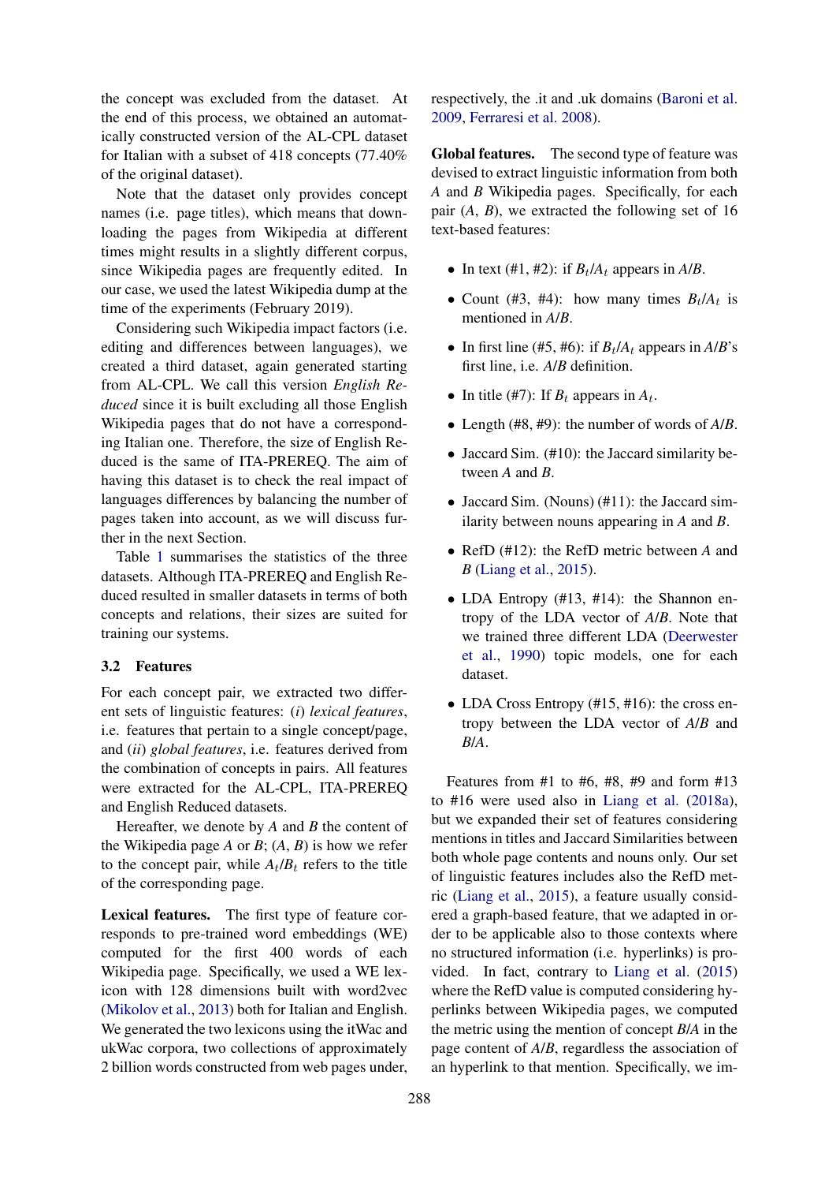the concept was excluded from the dataset. At the end of this process, we obtained an automatically constructed version of the AL-CPL dataset for Italian with a subset of 418 concepts (77.40% of the original dataset).

Note that the dataset only provides concept names (i.e. page titles), which means that downloading the pages from Wikipedia at different times might results in a slightly different corpus, since Wikipedia pages are frequently edited. In our case, we used the latest Wikipedia dump at the time of the experiments (February 2019).

Considering such Wikipedia impact factors (i.e. editing and differences between languages), we created a third dataset, again generated starting from AL-CPL. We call this version *English Reduced* since it is built excluding all those English Wikipedia pages that do not have a corresponding Italian one. Therefore, the size of English Reduced is the same of ITA-PREREQ. The aim of having this dataset is to check the real impact of languages differences by balancing the number of pages taken into account, as we will discuss further in the next Section.

Table 1 summarises the statistics of the three datasets. Although ITA-PREREQ and English Reduced resulted in smaller datasets in terms of both concepts and relations, their sizes are suited for training our systems.

### 3.2 Features

For each concept pair, we extracted two different sets of linguistic features: (*i*) *lexical features*, i.e. features that pertain to a single concept/page, and (*ii*) *global features*, i.e. features derived from the combination of concepts in pairs. All features were extracted for the AL-CPL, ITA-PREREQ and English Reduced datasets.

Hereafter, we denote by $A$ and $B$ the content of the Wikipedia page $A$ or $B$; ($A$, $B$) is how we refer to the concept pair, while $A_t$/$B_t$ refers to the title of the corresponding page.

**Lexical features.** The first type of feature corresponds to pre-trained word embeddings (WE) computed for the first 400 words of each Wikipedia page. Specifically, we used a WE lexicon with 128 dimensions built with word2vec (Mikolov et al., 2013) both for Italian and English. We generated the two lexicons using the itWac and ukWac corpora, two collections of approximately 2 billion words constructed from web pages under, respectively, the .it and .uk domains (Baroni et al. 2009, Ferraresi et al. 2008).

**Global features.** The second type of feature was devised to extract linguistic information from both $A$ and $B$ Wikipedia pages. Specifically, for each pair ($A$, $B$), we extracted the following set of 16 text-based features:

- In text (#1, #2): if $B_t$/$A_t$ appears in $A$/$B$.
- Count (#3, #4): how many times $B_t$/$A_t$ is mentioned in $A$/$B$.
- In first line (#5, #6): if $B_t$/$A_t$ appears in $A$/$B$'s first line, i.e. $A$/$B$ definition.
- In title (#7): If $B_t$ appears in $A_t$.
- Length (#8, #9): the number of words of $A$/$B$.
- Jaccard Sim. (#10): the Jaccard similarity between $A$ and $B$.
- Jaccard Sim. (Nouns) (#11): the Jaccard similarity between nouns appearing in $A$ and $B$.
- RefD (#12): the RefD metric between $A$ and $B$ (Liang et al., 2015).
- LDA Entropy (#13, #14): the Shannon entropy of the LDA vector of $A$/$B$. Note that we trained three different LDA (Deerwester et al., 1990) topic models, one for each dataset.
- LDA Cross Entropy (#15, #16): the cross entropy between the LDA vector of $A$/$B$ and $B$/$A$.

Features from #1 to #6, #8, #9 and form #13 to #16 were used also in Liang et al. (2018a), but we expanded their set of features considering mentions in titles and Jaccard Similarities between both whole page contents and nouns only. Our set of linguistic features includes also the RefD metric (Liang et al., 2015), a feature usually considered a graph-based feature, that we adapted in order to be applicable also to those contexts where no structured information (i.e. hyperlinks) is provided. In fact, contrary to Liang et al. (2015) where the RefD value is computed considering hyperlinks between Wikipedia pages, we computed the metric using the mention of concept $B$/$A$ in the page content of $A$/$B$, regardless the association of an hyperlink to that mention. Specifically, we im-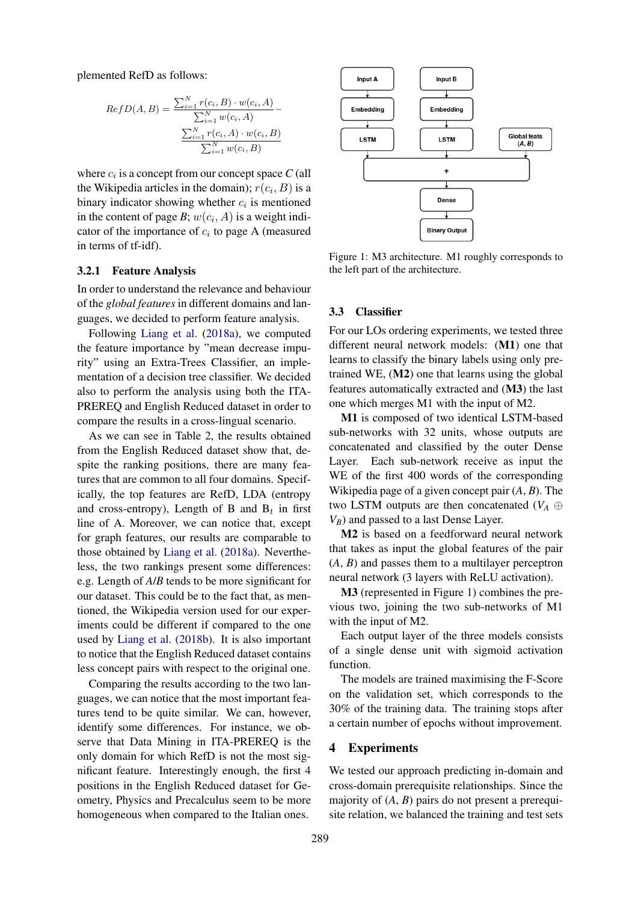plemented RefD as follows:

$$RefD(A,B) = \frac{\sum_{i=1}^{N} r(c_i,B) \cdot w(c_i,A)}{\sum_{i=1}^{N} w(c_i,A)} - \frac{\sum_{i=1}^{N} r(c_i,A) \cdot w(c_i,B)}{\sum_{i=1}^{N} w(c_i,B)}$$

where $c_i$ is a concept from our concept space $C$ (all the Wikipedia articles in the domain); $r(c_i, B)$ is a binary indicator showing whether $c_i$ is mentioned in the content of page *B*; $w(c_i, A)$ is a weight indicator of the importance of $c_i$ to page A (measured in terms of tf-idf).

### 3.2.1 Feature Analysis

In order to understand the relevance and behaviour of the *global features* in different domains and languages, we decided to perform feature analysis.

Following Liang et al. (2018a), we computed the feature importance by "mean decrease impurity" using an Extra-Trees Classifier, an implementation of a decision tree classifier. We decided also to perform the analysis using both the ITA-PREREQ and English Reduced dataset in order to compare the results in a cross-lingual scenario.

As we can see in Table 2, the results obtained from the English Reduced dataset show that, despite the ranking positions, there are many features that are common to all four domains. Specifically, the top features are RefD, LDA (entropy and cross-entropy), Length of B and $B_t$ in first line of A. Moreover, we can notice that, except for graph features, our results are comparable to those obtained by Liang et al. (2018a). Nevertheless, the two rankings present some differences: e.g. Length of *A*/*B* tends to be more significant for our dataset. This could be to the fact that, as mentioned, the Wikipedia version used for our experiments could be different if compared to the one used by Liang et al. (2018b). It is also important to notice that the English Reduced dataset contains less concept pairs with respect to the original one.

Comparing the results according to the two languages, we can notice that the most important features tend to be quite similar. We can, however, identify some differences. For instance, we observe that Data Mining in ITA-PREREQ is the only domain for which RefD is not the most significant feature. Interestingly enough, the first 4 positions in the English Reduced dataset for Geometry, Physics and Precalculus seem to be more homogeneous when compared to the Italian ones.

Figure 1: M3 architecture. M1 roughly corresponds to the left part of the architecture.

## 3.3 Classifier

For our LOs ordering experiments, we tested three different neural network models: (**M1**) one that learns to classify the binary labels using only pre-trained WE, (**M2**) one that learns using the global features automatically extracted and (**M3**) the last one which merges M1 with the input of M2.

**M1** is composed of two identical LSTM-based sub-networks with 32 units, whose outputs are concatenated and classified by the outer Dense Layer. Each sub-network receive as input the WE of the first 400 words of the corresponding Wikipedia page of a given concept pair (*A*, *B*). The two LSTM outputs are then concatenated ($V_A \oplus V_B$) and passed to a last Dense Layer.

**M2** is based on a feedforward neural network that takes as input the global features of the pair (*A*, *B*) and passes them to a multilayer perceptron neural network (3 layers with ReLU activation).

**M3** (represented in Figure 1) combines the previous two, joining the two sub-networks of M1 with the input of M2.

Each output layer of the three models consists of a single dense unit with sigmoid activation function.

The models are trained maximising the F-Score on the validation set, which corresponds to the 30% of the training data. The training stops after a certain number of epochs without improvement.

# 4 Experiments

We tested our approach predicting in-domain and cross-domain prerequisite relationships. Since the majority of (*A*, *B*) pairs do not present a prerequisite relation, we balanced the training and test sets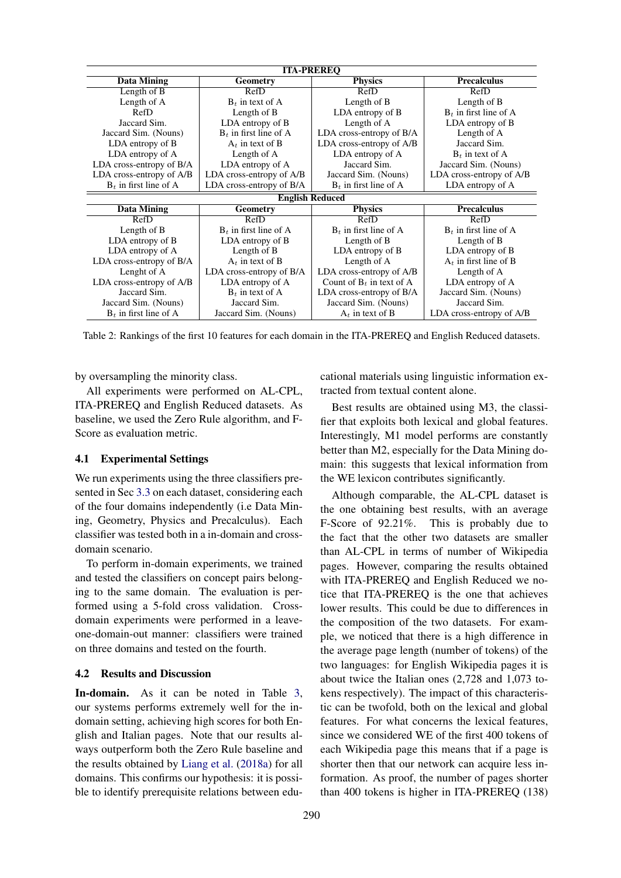| ITA-PREREQ | | | |
|---|---|---|---|
| **Data Mining** | **Geometry** | **Physics** | **Precalculus** |
| Length of B | RefD | RefD | RefD |
| Length of A | $B_t$ in text of A | Length of B | Length of B |
| RefD | Length of B | LDA entropy of B | $B_t$ in first line of A |
| Jaccard Sim. | LDA entropy of B | Length of A | LDA entropy of B |
| Jaccard Sim. (Nouns) | $B_t$ in first line of A | LDA cross-entropy of B/A | Length of A |
| LDA entropy of B | $A_t$ in text of B | LDA cross-entropy of A/B | Jaccard Sim. |
| LDA entropy of A | Length of A | LDA entropy of A | $B_t$ in text of A |
| LDA cross-entropy of B/A | LDA entropy of A | Jaccard Sim. | Jaccard Sim. (Nouns) |
| LDA cross-entropy of A/B | LDA cross-entropy of A/B | Jaccard Sim. (Nouns) | LDA cross-entropy of A/B |
| $B_t$ in first line of A | LDA cross-entropy of B/A | $B_t$ in first line of A | LDA entropy of A |
| **English Reduced** | | | |
| **Data Mining** | **Geometry** | **Physics** | **Precalculus** |
| RefD | RefD | RefD | RefD |
| Length of B | $B_t$ in first line of A | $B_t$ in first line of A | $B_t$ in first line of A |
| LDA entropy of B | LDA entropy of B | Length of B | Length of B |
| LDA entropy of A | Length of B | LDA entropy of B | LDA entropy of B |
| LDA cross-entropy of B/A | $A_t$ in text of B | Length of A | $A_t$ in first line of B |
| Lenght of A | LDA cross-entropy of B/A | LDA cross-entropy of A/B | Length of A |
| LDA cross-entropy of A/B | LDA entropy of A | Count of $B_t$ in text of A | LDA entropy of A |
| Jaccard Sim. | $B_t$ in text of A | LDA cross-entropy of B/A | Jaccard Sim. (Nouns) |
| Jaccard Sim. (Nouns) | Jaccard Sim. | Jaccard Sim. (Nouns) | Jaccard Sim. |
| $B_t$ in first line of A | Jaccard Sim. (Nouns) | $A_t$ in text of B | LDA cross-entropy of A/B |

Table 2: Rankings of the first 10 features for each domain in the ITA-PREREQ and English Reduced datasets.

by oversampling the minority class.

All experiments were performed on AL-CPL, ITA-PREREQ and English Reduced datasets. As baseline, we used the Zero Rule algorithm, and F-Score as evaluation metric.

### 4.1 Experimental Settings

We run experiments using the three classifiers presented in Sec 3.3 on each dataset, considering each of the four domains independently (i.e Data Mining, Geometry, Physics and Precalculus). Each classifier was tested both in a in-domain and cross-domain scenario.

To perform in-domain experiments, we trained and tested the classifiers on concept pairs belonging to the same domain. The evaluation is performed using a 5-fold cross validation. Cross-domain experiments were performed in a leave-one-domain-out manner: classifiers were trained on three domains and tested on the fourth.

### 4.2 Results and Discussion

**In-domain.** As it can be noted in Table 3, our systems performs extremely well for the in-domain setting, achieving high scores for both English and Italian pages. Note that our results always outperform both the Zero Rule baseline and the results obtained by Liang et al. (2018a) for all domains. This confirms our hypothesis: it is possible to identify prerequisite relations between educational materials using linguistic information extracted from textual content alone.

Best results are obtained using M3, the classifier that exploits both lexical and global features. Interestingly, M1 model performs are constantly better than M2, especially for the Data Mining domain: this suggests that lexical information from the WE lexicon contributes significantly.

Although comparable, the AL-CPL dataset is the one obtaining best results, with an average F-Score of 92.21%. This is probably due to the fact that the other two datasets are smaller than AL-CPL in terms of number of Wikipedia pages. However, comparing the results obtained with ITA-PREREQ and English Reduced we notice that ITA-PREREQ is the one that achieves lower results. This could be due to differences in the composition of the two datasets. For example, we noticed that there is a high difference in the average page length (number of tokens) of the two languages: for English Wikipedia pages it is about twice the Italian ones (2,728 and 1,073 tokens respectively). The impact of this characteristic can be twofold, both on the lexical and global features. For what concerns the lexical features, since we considered WE of the first 400 tokens of each Wikipedia page this means that if a page is shorter then that our network can acquire less information. As proof, the number of pages shorter than 400 tokens is higher in ITA-PREREQ (138)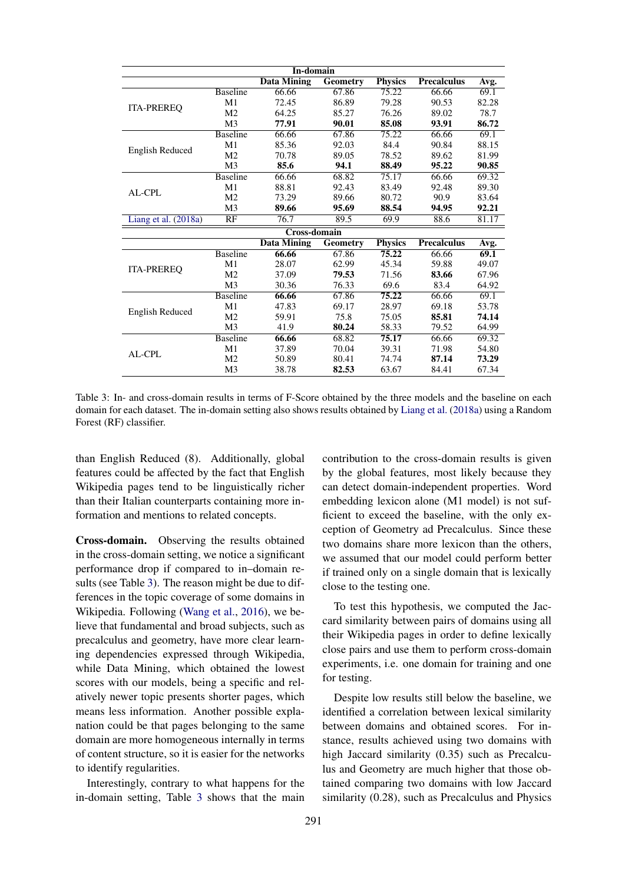| | | Data Mining | Geometry | Physics | Precalculus | Avg. |
|---|---|---|---|---|---|---|
| **In-domain** | | | | | | |
| ITA-PREREQ | Baseline | 66.66 | 67.86 | 75.22 | 66.66 | 69.1 |
| | M1 | 72.45 | 86.89 | 79.28 | 90.53 | 82.28 |
| | M2 | 64.25 | 85.27 | 76.26 | 89.02 | 78.7 |
| | M3 | **77.91** | **90.01** | **85.08** | **93.91** | **86.72** |
| English Reduced | Baseline | 66.66 | 67.86 | 75.22 | 66.66 | 69.1 |
| | M1 | 85.36 | 92.03 | 84.4 | 90.84 | 88.15 |
| | M2 | 70.78 | 89.05 | 78.52 | 89.62 | 81.99 |
| | M3 | **85.6** | **94.1** | **88.49** | **95.22** | **90.85** |
| AL-CPL | Baseline | 66.66 | 68.82 | 75.17 | 66.66 | 69.32 |
| | M1 | 88.81 | 92.43 | 83.49 | 92.48 | 89.30 |
| | M2 | 73.29 | 89.66 | 80.72 | 90.9 | 83.64 |
| | M3 | **89.66** | **95.69** | **88.54** | **94.95** | **92.21** |
| Liang et al. (2018a) | RF | 76.7 | 89.5 | 69.9 | 88.6 | 81.17 |
| **Cross-domain** | | | | | | |
| ITA-PREREQ | Baseline | **66.66** | 67.86 | **75.22** | 66.66 | **69.1** |
| | M1 | 28.07 | 62.99 | 45.34 | 59.88 | 49.07 |
| | M2 | 37.09 | **79.53** | 71.56 | **83.66** | 67.96 |
| | M3 | 30.36 | 76.33 | 69.6 | 83.4 | 64.92 |
| English Reduced | Baseline | **66.66** | 67.86 | **75.22** | 66.66 | 69.1 |
| | M1 | 47.83 | 69.17 | 28.97 | 69.18 | 53.78 |
| | M2 | 59.91 | 75.8 | 75.05 | **85.81** | **74.14** |
| | M3 | 41.9 | **80.24** | 58.33 | 79.52 | 64.99 |
| AL-CPL | Baseline | **66.66** | 68.82 | **75.17** | 66.66 | 69.32 |
| | M1 | 37.89 | 70.04 | 39.31 | 71.98 | 54.80 |
| | M2 | 50.89 | 80.41 | 74.74 | **87.14** | **73.29** |
| | M3 | 38.78 | **82.53** | 63.67 | 84.41 | 67.34 |

Table 3: In- and cross-domain results in terms of F-Score obtained by the three models and the baseline on each domain for each dataset. The in-domain setting also shows results obtained by Liang et al. (2018a) using a Random Forest (RF) classifier.

than English Reduced (8). Additionally, global features could be affected by the fact that English Wikipedia pages tend to be linguistically richer than their Italian counterparts containing more information and mentions to related concepts.

**Cross-domain.** Observing the results obtained in the cross-domain setting, we notice a significant performance drop if compared to in–domain results (see Table 3). The reason might be due to differences in the topic coverage of some domains in Wikipedia. Following (Wang et al., 2016), we believe that fundamental and broad subjects, such as precalculus and geometry, have more clear learning dependencies expressed through Wikipedia, while Data Mining, which obtained the lowest scores with our models, being a specific and relatively newer topic presents shorter pages, which means less information. Another possible explanation could be that pages belonging to the same domain are more homogeneous internally in terms of content structure, so it is easier for the networks to identify regularities.

Interestingly, contrary to what happens for the in-domain setting, Table 3 shows that the main contribution to the cross-domain results is given by the global features, most likely because they can detect domain-independent properties. Word embedding lexicon alone (M1 model) is not sufficient to exceed the baseline, with the only exception of Geometry ad Precalculus. Since these two domains share more lexicon than the others, we assumed that our model could perform better if trained only on a single domain that is lexically close to the testing one.

To test this hypothesis, we computed the Jaccard similarity between pairs of domains using all their Wikipedia pages in order to define lexically close pairs and use them to perform cross-domain experiments, i.e. one domain for training and one for testing.

Despite low results still below the baseline, we identified a correlation between lexical similarity between domains and obtained scores. For instance, results achieved using two domains with high Jaccard similarity (0.35) such as Precalculus and Geometry are much higher that those obtained comparing two domains with low Jaccard similarity (0.28), such as Precalculus and Physics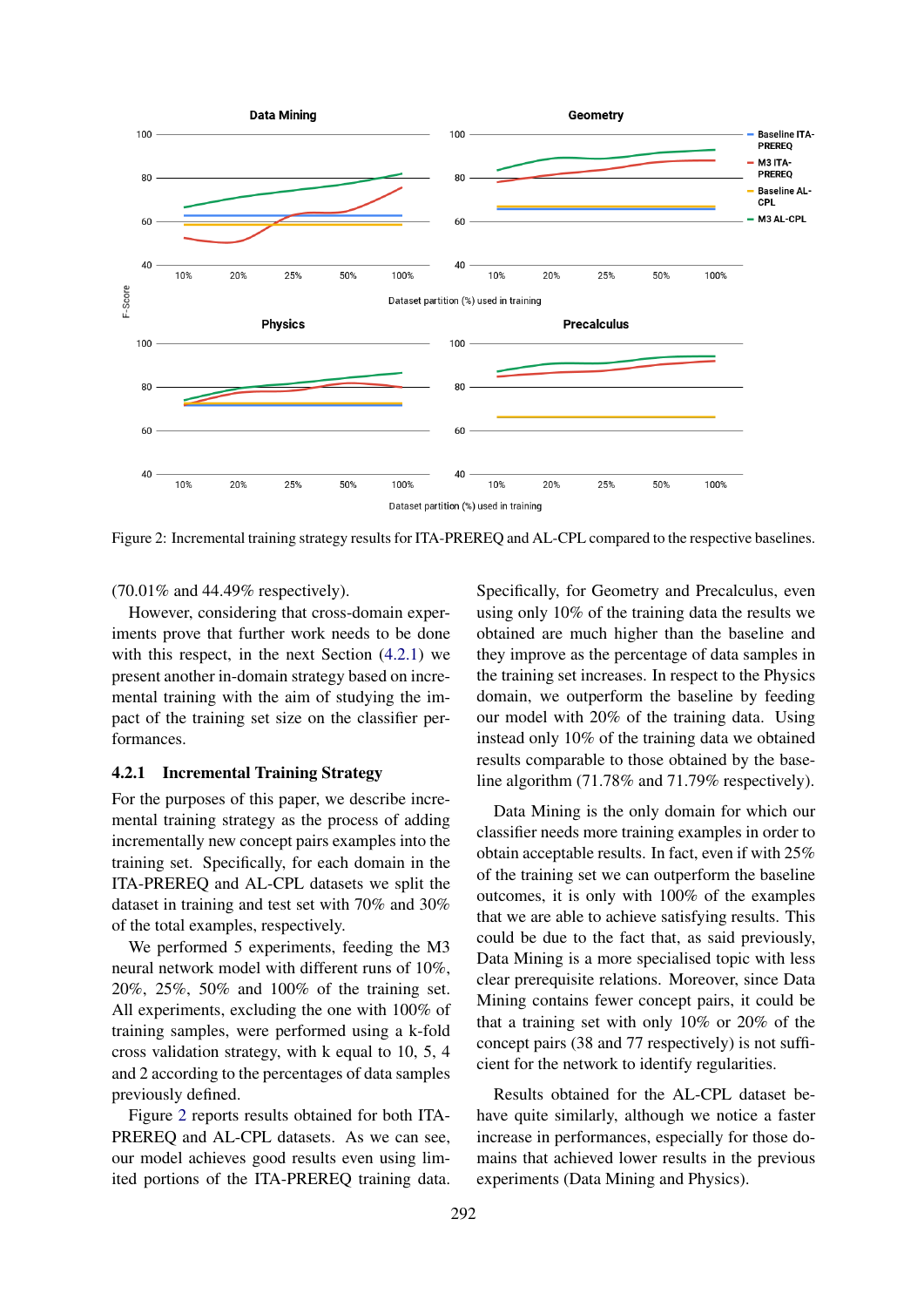Figure 2: Incremental training strategy results for ITA-PREREQ and AL-CPL compared to the respective baselines.

(70.01% and 44.49% respectively).

However, considering that cross-domain experiments prove that further work needs to be done with this respect, in the next Section (4.2.1) we present another in-domain strategy based on incremental training with the aim of studying the impact of the training set size on the classifier performances.

#### 4.2.1 Incremental Training Strategy

For the purposes of this paper, we describe incremental training strategy as the process of adding incrementally new concept pairs examples into the training set. Specifically, for each domain in the ITA-PREREQ and AL-CPL datasets we split the dataset in training and test set with 70% and 30% of the total examples, respectively.

We performed 5 experiments, feeding the M3 neural network model with different runs of 10%, 20%, 25%, 50% and 100% of the training set. All experiments, excluding the one with 100% of training samples, were performed using a k-fold cross validation strategy, with k equal to 10, 5, 4 and 2 according to the percentages of data samples previously defined.

Figure 2 reports results obtained for both ITA-PREREQ and AL-CPL datasets. As we can see, our model achieves good results even using limited portions of the ITA-PREREQ training data. Specifically, for Geometry and Precalculus, even using only 10% of the training data the results we obtained are much higher than the baseline and they improve as the percentage of data samples in the training set increases. In respect to the Physics domain, we outperform the baseline by feeding our model with 20% of the training data. Using instead only 10% of the training data we obtained results comparable to those obtained by the baseline algorithm (71.78% and 71.79% respectively).

Data Mining is the only domain for which our classifier needs more training examples in order to obtain acceptable results. In fact, even if with 25% of the training set we can outperform the baseline outcomes, it is only with 100% of the examples that we are able to achieve satisfying results. This could be due to the fact that, as said previously, Data Mining is a more specialised topic with less clear prerequisite relations. Moreover, since Data Mining contains fewer concept pairs, it could be that a training set with only 10% or 20% of the concept pairs (38 and 77 respectively) is not sufficient for the network to identify regularities.

Results obtained for the AL-CPL dataset behave quite similarly, although we notice a faster increase in performances, especially for those domains that achieved lower results in the previous experiments (Data Mining and Physics).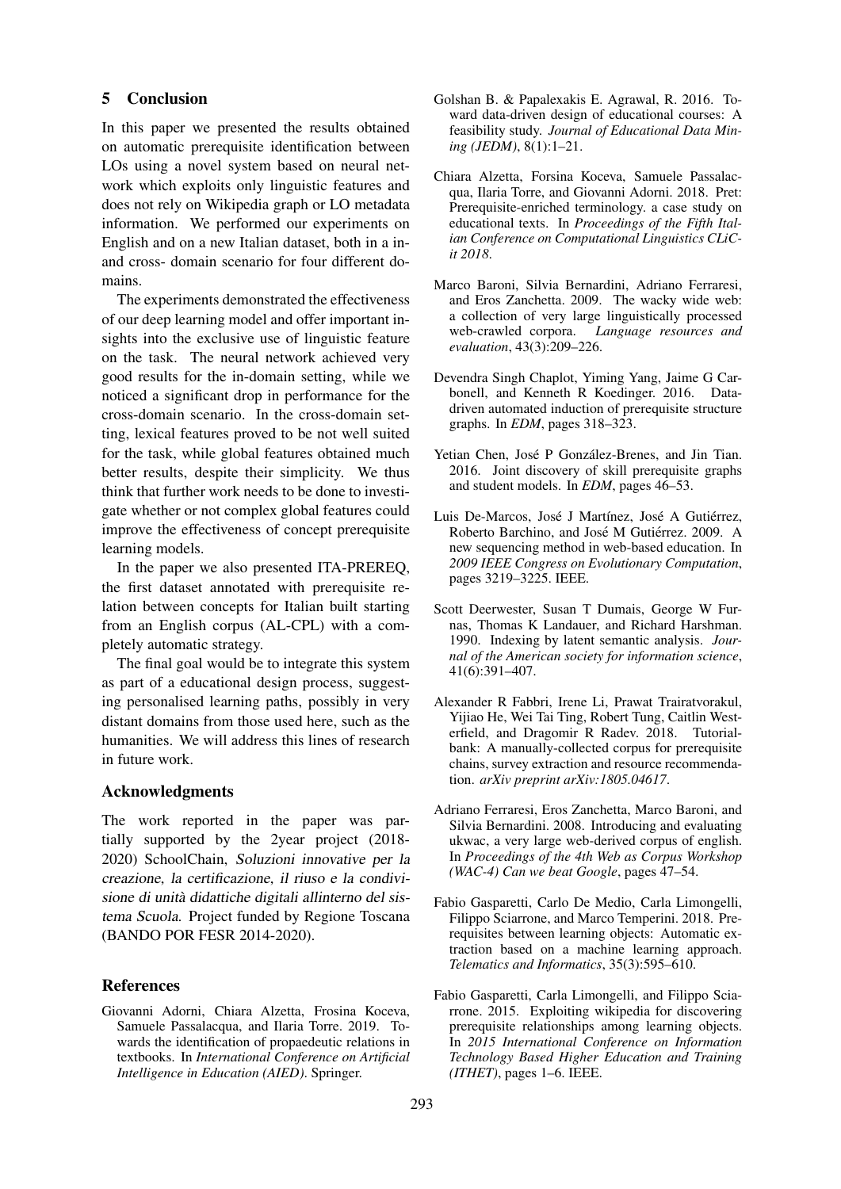## 5 Conclusion

In this paper we presented the results obtained on automatic prerequisite identification between LOs using a novel system based on neural network which exploits only linguistic features and does not rely on Wikipedia graph or LO metadata information. We performed our experiments on English and on a new Italian dataset, both in a in- and cross- domain scenario for four different domains.

The experiments demonstrated the effectiveness of our deep learning model and offer important insights into the exclusive use of linguistic feature on the task. The neural network achieved very good results for the in-domain setting, while we noticed a significant drop in performance for the cross-domain scenario. In the cross-domain setting, lexical features proved to be not well suited for the task, while global features obtained much better results, despite their simplicity. We thus think that further work needs to be done to investigate whether or not complex global features could improve the effectiveness of concept prerequisite learning models.

In the paper we also presented ITA-PREREQ, the first dataset annotated with prerequisite relation between concepts for Italian built starting from an English corpus (AL-CPL) with a completely automatic strategy.

The final goal would be to integrate this system as part of a educational design process, suggesting personalised learning paths, possibly in very distant domains from those used here, such as the humanities. We will address this lines of research in future work.

## Acknowledgments

The work reported in the paper was partially supported by the 2year project (2018-2020) SchoolChain, *Soluzioni innovative per la creazione, la certificazione, il riuso e la condivisione di unità didattiche digitali allinterno del sistema Scuola*. Project funded by Regione Toscana (BANDO POR FESR 2014-2020).

## References

Giovanni Adorni, Chiara Alzetta, Frosina Koceva, Samuele Passalacqua, and Ilaria Torre. 2019. Towards the identification of propaedeutic relations in textbooks. In *International Conference on Artificial Intelligence in Education (AIED)*. Springer.

Golshan B. & Papalexakis E. Agrawal, R. 2016. Toward data-driven design of educational courses: A feasibility study. *Journal of Educational Data Mining (JEDM)*, 8(1):1–21.

Chiara Alzetta, Forsina Koceva, Samuele Passalacqua, Ilaria Torre, and Giovanni Adorni. 2018. Pret: Prerequisite-enriched terminology. a case study on educational texts. In *Proceedings of the Fifth Italian Conference on Computational Linguistics CLiC-it 2018*.

Marco Baroni, Silvia Bernardini, Adriano Ferraresi, and Eros Zanchetta. 2009. The wacky wide web: a collection of very large linguistically processed web-crawled corpora. *Language resources and evaluation*, 43(3):209–226.

Devendra Singh Chaplot, Yiming Yang, Jaime G Carbonell, and Kenneth R Koedinger. 2016. Data-driven automated induction of prerequisite structure graphs. In *EDM*, pages 318–323.

Yetian Chen, José P González-Brenes, and Jin Tian. 2016. Joint discovery of skill prerequisite graphs and student models. In *EDM*, pages 46–53.

Luis De-Marcos, José J Martínez, José A Gutiérrez, Roberto Barchino, and José M Gutiérrez. 2009. A new sequencing method in web-based education. In *2009 IEEE Congress on Evolutionary Computation*, pages 3219–3225. IEEE.

Scott Deerwester, Susan T Dumais, George W Furnas, Thomas K Landauer, and Richard Harshman. 1990. Indexing by latent semantic analysis. *Journal of the American society for information science*, 41(6):391–407.

Alexander R Fabbri, Irene Li, Prawat Trairatvorakul, Yijiao He, Wei Tai Ting, Robert Tung, Caitlin Westerfield, and Dragomir R Radev. 2018. Tutorialbank: A manually-collected corpus for prerequisite chains, survey extraction and resource recommendation. *arXiv preprint arXiv:1805.04617*.

Adriano Ferraresi, Eros Zanchetta, Marco Baroni, and Silvia Bernardini. 2008. Introducing and evaluating ukwac, a very large web-derived corpus of english. In *Proceedings of the 4th Web as Corpus Workshop (WAC-4) Can we beat Google*, pages 47–54.

Fabio Gasparetti, Carlo De Medio, Carla Limongelli, Filippo Sciarrone, and Marco Temperini. 2018. Prerequisites between learning objects: Automatic extraction based on a machine learning approach. *Telematics and Informatics*, 35(3):595–610.

Fabio Gasparetti, Carla Limongelli, and Filippo Sciarrone. 2015. Exploiting wikipedia for discovering prerequisite relationships among learning objects. In *2015 International Conference on Information Technology Based Higher Education and Training (ITHET)*, pages 1–6. IEEE.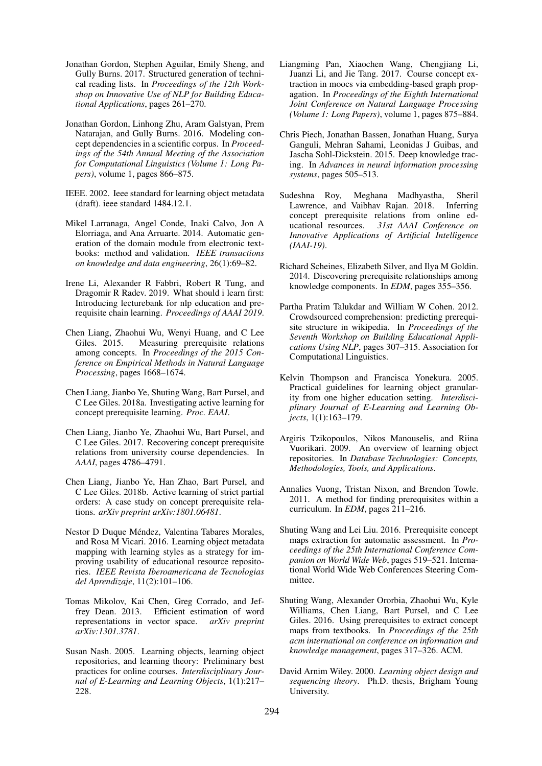Jonathan Gordon, Stephen Aguilar, Emily Sheng, and Gully Burns. 2017. Structured generation of technical reading lists. In *Proceedings of the 12th Workshop on Innovative Use of NLP for Building Educational Applications*, pages 261–270.

Jonathan Gordon, Linhong Zhu, Aram Galstyan, Prem Natarajan, and Gully Burns. 2016. Modeling concept dependencies in a scientific corpus. In *Proceedings of the 54th Annual Meeting of the Association for Computational Linguistics (Volume 1: Long Papers)*, volume 1, pages 866–875.

IEEE. 2002. Ieee standard for learning object metadata (draft). ieee standard 1484.12.1.

Mikel Larranaga, Angel Conde, Inaki Calvo, Jon A Elorriaga, and Ana Arruarte. 2014. Automatic generation of the domain module from electronic textbooks: method and validation. *IEEE transactions on knowledge and data engineering*, 26(1):69–82.

Irene Li, Alexander R Fabbri, Robert R Tung, and Dragomir R Radev. 2019. What should i learn first: Introducing lecturebank for nlp education and prerequisite chain learning. *Proceedings of AAAI 2019*.

Chen Liang, Zhaohui Wu, Wenyi Huang, and C Lee Giles. 2015. Measuring prerequisite relations among concepts. In *Proceedings of the 2015 Conference on Empirical Methods in Natural Language Processing*, pages 1668–1674.

Chen Liang, Jianbo Ye, Shuting Wang, Bart Pursel, and C Lee Giles. 2018a. Investigating active learning for concept prerequisite learning. *Proc. EAAI*.

Chen Liang, Jianbo Ye, Zhaohui Wu, Bart Pursel, and C Lee Giles. 2017. Recovering concept prerequisite relations from university course dependencies. In *AAAI*, pages 4786–4791.

Chen Liang, Jianbo Ye, Han Zhao, Bart Pursel, and C Lee Giles. 2018b. Active learning of strict partial orders: A case study on concept prerequisite relations. *arXiv preprint arXiv:1801.06481*.

Nestor D Duque Méndez, Valentina Tabares Morales, and Rosa M Vicari. 2016. Learning object metadata mapping with learning styles as a strategy for improving usability of educational resource repositories. *IEEE Revista Iberoamericana de Tecnologias del Aprendizaje*, 11(2):101–106.

Tomas Mikolov, Kai Chen, Greg Corrado, and Jeffrey Dean. 2013. Efficient estimation of word representations in vector space. *arXiv preprint arXiv:1301.3781*.

Susan Nash. 2005. Learning objects, learning object repositories, and learning theory: Preliminary best practices for online courses. *Interdisciplinary Journal of E-Learning and Learning Objects*, 1(1):217–228.

Liangming Pan, Xiaochen Wang, Chengjiang Li, Juanzi Li, and Jie Tang. 2017. Course concept extraction in moocs via embedding-based graph propagation. In *Proceedings of the Eighth International Joint Conference on Natural Language Processing (Volume 1: Long Papers)*, volume 1, pages 875–884.

Chris Piech, Jonathan Bassen, Jonathan Huang, Surya Ganguli, Mehran Sahami, Leonidas J Guibas, and Jascha Sohl-Dickstein. 2015. Deep knowledge tracing. In *Advances in neural information processing systems*, pages 505–513.

Sudeshna Roy, Meghana Madhyastha, Sheril Lawrence, and Vaibhav Rajan. 2018. Inferring concept prerequisite relations from online educational resources. *31st AAAI Conference on Innovative Applications of Artificial Intelligence (IAAI-19)*.

Richard Scheines, Elizabeth Silver, and Ilya M Goldin. 2014. Discovering prerequisite relationships among knowledge components. In *EDM*, pages 355–356.

Partha Pratim Talukdar and William W Cohen. 2012. Crowdsourced comprehension: predicting prerequisite structure in wikipedia. In *Proceedings of the Seventh Workshop on Building Educational Applications Using NLP*, pages 307–315. Association for Computational Linguistics.

Kelvin Thompson and Francisca Yonekura. 2005. Practical guidelines for learning object granularity from one higher education setting. *Interdisciplinary Journal of E-Learning and Learning Objects*, 1(1):163–179.

Argiris Tzikopoulos, Nikos Manouselis, and Riina Vuorikari. 2009. An overview of learning object repositories. In *Database Technologies: Concepts, Methodologies, Tools, and Applications*.

Annalies Vuong, Tristan Nixon, and Brendon Towle. 2011. A method for finding prerequisites within a curriculum. In *EDM*, pages 211–216.

Shuting Wang and Lei Liu. 2016. Prerequisite concept maps extraction for automatic assessment. In *Proceedings of the 25th International Conference Companion on World Wide Web*, pages 519–521. International World Wide Web Conferences Steering Committee.

Shuting Wang, Alexander Ororbia, Zhaohui Wu, Kyle Williams, Chen Liang, Bart Pursel, and C Lee Giles. 2016. Using prerequisites to extract concept maps from textbooks. In *Proceedings of the 25th acm international on conference on information and knowledge management*, pages 317–326. ACM.

David Arnim Wiley. 2000. *Learning object design and sequencing theory*. Ph.D. thesis, Brigham Young University.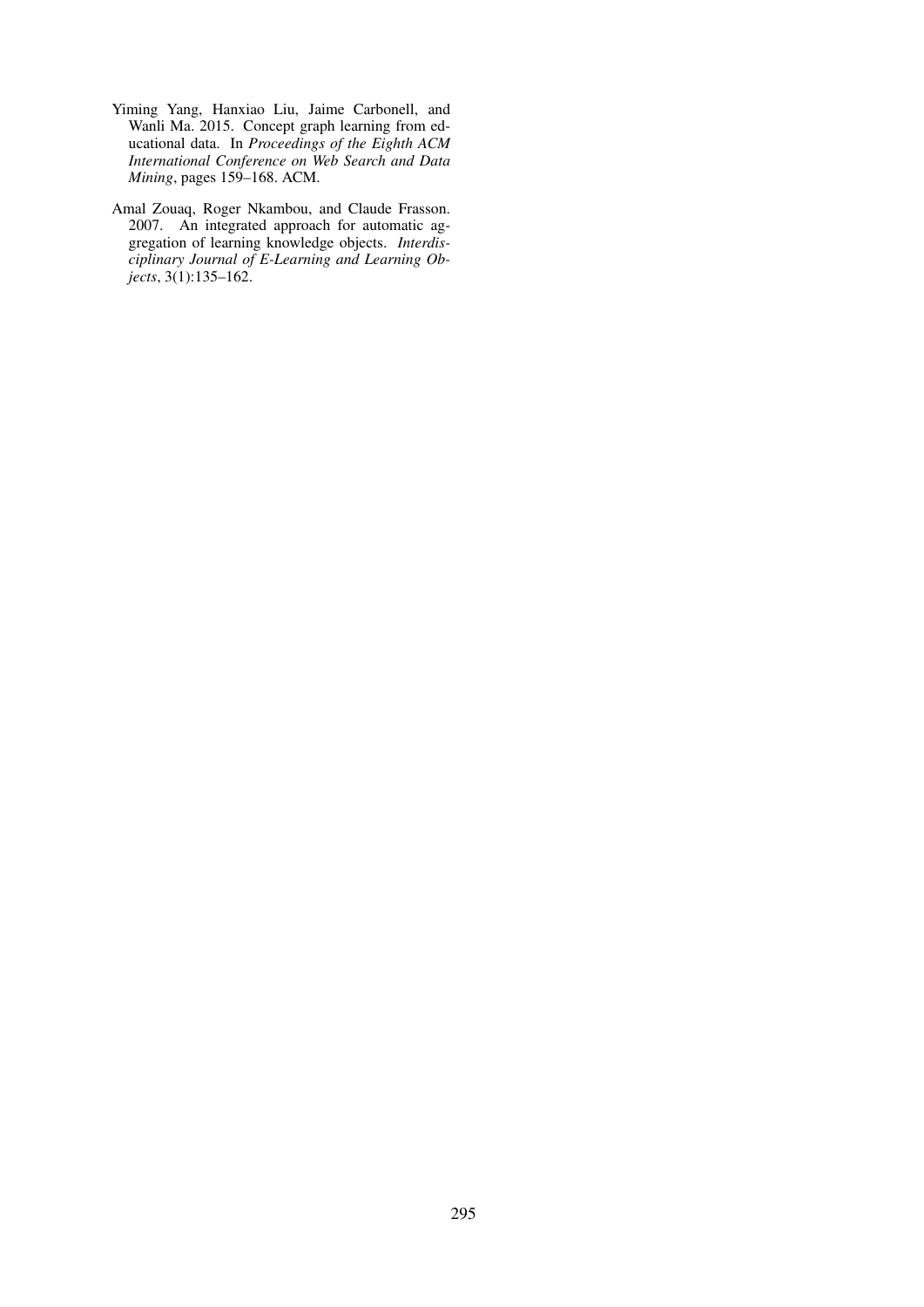Yiming Yang, Hanxiao Liu, Jaime Carbonell, and Wanli Ma. 2015. Concept graph learning from educational data. In *Proceedings of the Eighth ACM International Conference on Web Search and Data Mining*, pages 159–168. ACM.

Amal Zouaq, Roger Nkambou, and Claude Frasson. 2007. An integrated approach for automatic aggregation of learning knowledge objects. *Interdisciplinary Journal of E-Learning and Learning Objects*, 3(1):135–162.